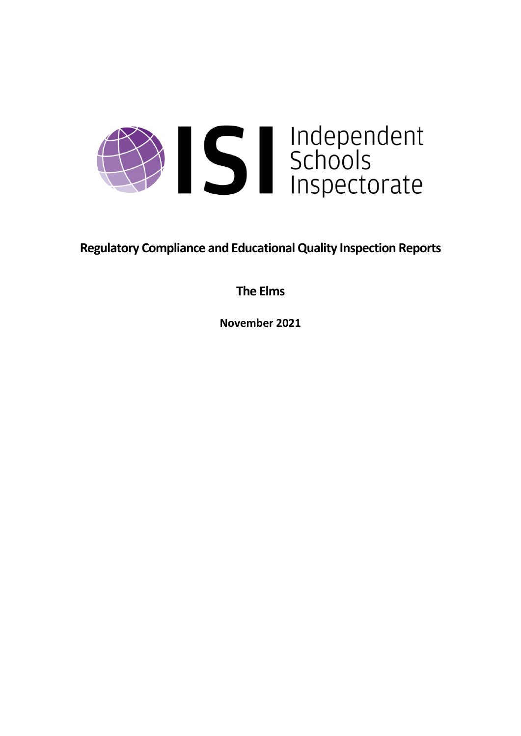Independent Schools Inspectorate

# Regulatory Compliance and Educational Quality Inspection Reports

## The Elms

**November 2021**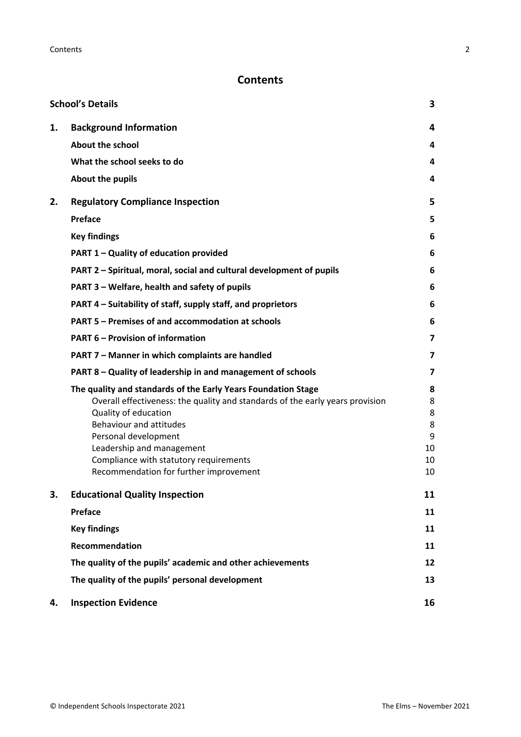# Contents

| | | |
|---|---|---|
| **School's Details** | | **3** |
| **1.** | **Background Information** | **4** |
| | **About the school** | **4** |
| | **What the school seeks to do** | **4** |
| | **About the pupils** | **4** |
| **2.** | **Regulatory Compliance Inspection** | **5** |
| | **Preface** | **5** |
| | **Key findings** | **6** |
| | **PART 1 – Quality of education provided** | **6** |
| | **PART 2 – Spiritual, moral, social and cultural development of pupils** | **6** |
| | **PART 3 – Welfare, health and safety of pupils** | **6** |
| | **PART 4 – Suitability of staff, supply staff, and proprietors** | **6** |
| | **PART 5 – Premises of and accommodation at schools** | **6** |
| | **PART 6 – Provision of information** | **7** |
| | **PART 7 – Manner in which complaints are handled** | **7** |
| | **PART 8 – Quality of leadership in and management of schools** | **7** |
| | **The quality and standards of the Early Years Foundation Stage** | **8** |
| | Overall effectiveness: the quality and standards of the early years provision | 8 |
| | Quality of education | 8 |
| | Behaviour and attitudes | 8 |
| | Personal development | 9 |
| | Leadership and management | 10 |
| | Compliance with statutory requirements | 10 |
| | Recommendation for further improvement | 10 |
| **3.** | **Educational Quality Inspection** | **11** |
| | **Preface** | **11** |
| | **Key findings** | **11** |
| | **Recommendation** | **11** |
| | **The quality of the pupils' academic and other achievements** | **12** |
| | **The quality of the pupils' personal development** | **13** |
| **4.** | **Inspection Evidence** | **16** |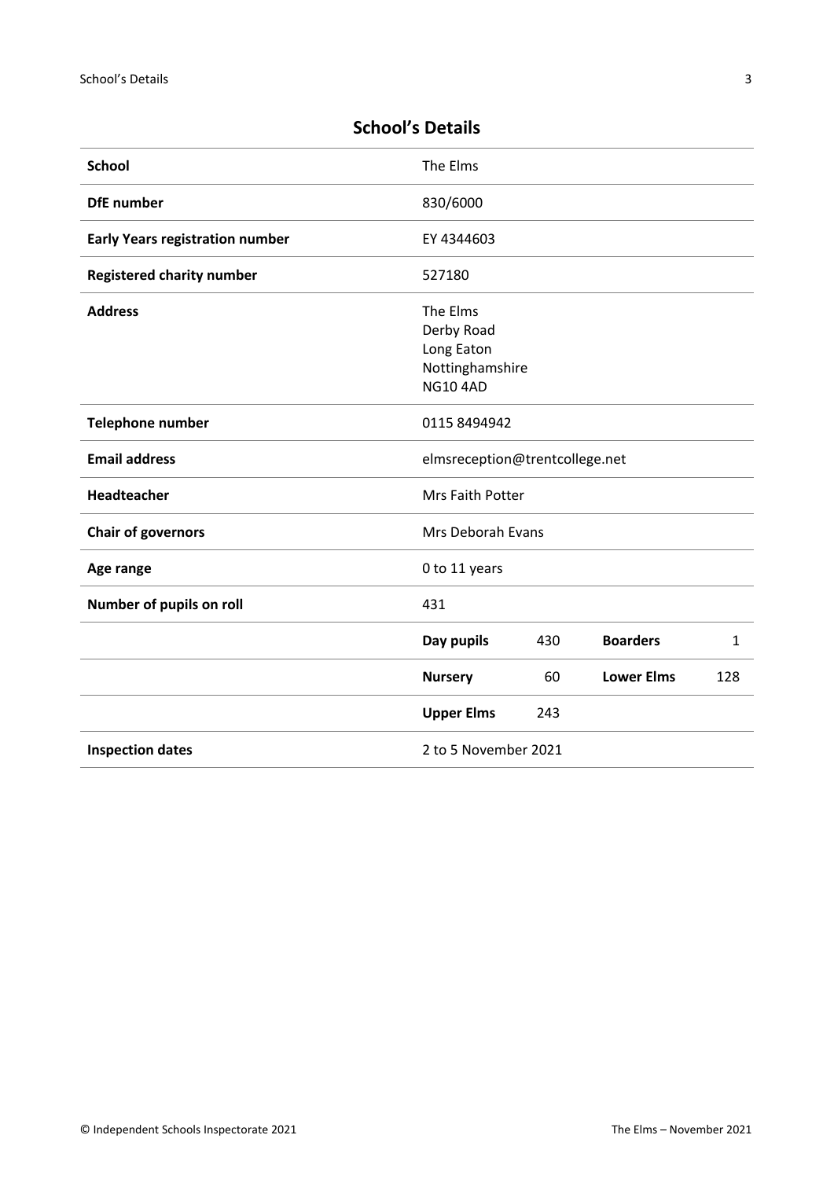## School's Details

| | | | | |
|---|---|---|---|---|
| **School** | The Elms | | | |
| **DfE number** | 830/6000 | | | |
| **Early Years registration number** | EY 4344603 | | | |
| **Registered charity number** | 527180 | | | |
| **Address** | The Elms<br>Derby Road<br>Long Eaton<br>Nottinghamshire<br>NG10 4AD | | | |
| **Telephone number** | 0115 8494942 | | | |
| **Email address** | elmsreception@trentcollege.net | | | |
| **Headteacher** | Mrs Faith Potter | | | |
| **Chair of governors** | Mrs Deborah Evans | | | |
| **Age range** | 0 to 11 years | | | |
| **Number of pupils on roll** | 431 | | | |
| | **Day pupils** | 430 | **Boarders** | 1 |
| | **Nursery** | 60 | **Lower Elms** | 128 |
| | **Upper Elms** | 243 | | |
| **Inspection dates** | 2 to 5 November 2021 | | | |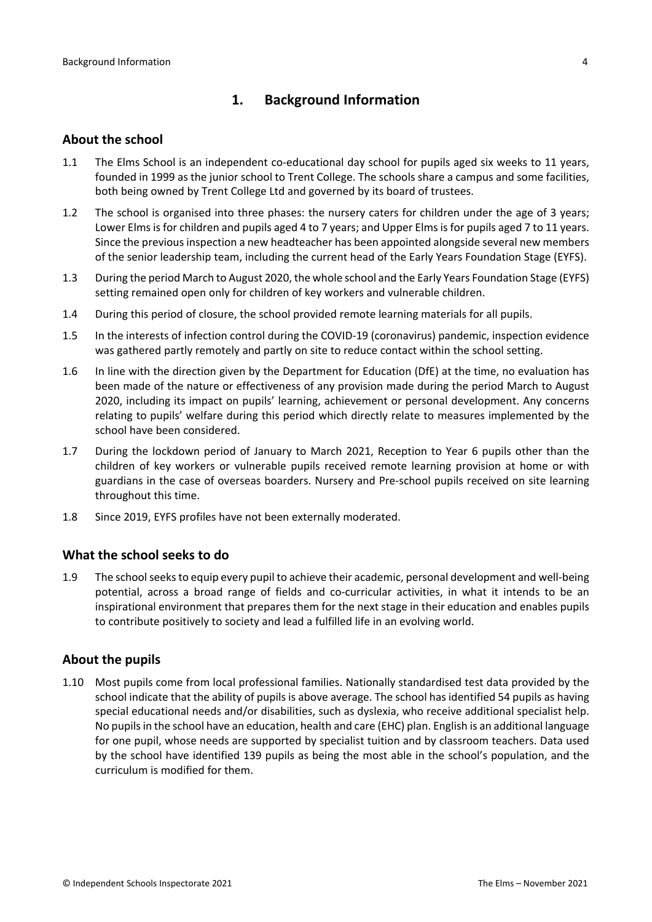## 1. Background Information

### About the school

1.1 The Elms School is an independent co-educational day school for pupils aged six weeks to 11 years, founded in 1999 as the junior school to Trent College. The schools share a campus and some facilities, both being owned by Trent College Ltd and governed by its board of trustees.

1.2 The school is organised into three phases: the nursery caters for children under the age of 3 years; Lower Elms is for children and pupils aged 4 to 7 years; and Upper Elms is for pupils aged 7 to 11 years. Since the previous inspection a new headteacher has been appointed alongside several new members of the senior leadership team, including the current head of the Early Years Foundation Stage (EYFS).

1.3 During the period March to August 2020, the whole school and the Early Years Foundation Stage (EYFS) setting remained open only for children of key workers and vulnerable children.

1.4 During this period of closure, the school provided remote learning materials for all pupils.

1.5 In the interests of infection control during the COVID-19 (coronavirus) pandemic, inspection evidence was gathered partly remotely and partly on site to reduce contact within the school setting.

1.6 In line with the direction given by the Department for Education (DfE) at the time, no evaluation has been made of the nature or effectiveness of any provision made during the period March to August 2020, including its impact on pupils' learning, achievement or personal development. Any concerns relating to pupils' welfare during this period which directly relate to measures implemented by the school have been considered.

1.7 During the lockdown period of January to March 2021, Reception to Year 6 pupils other than the children of key workers or vulnerable pupils received remote learning provision at home or with guardians in the case of overseas boarders. Nursery and Pre-school pupils received on site learning throughout this time.

1.8 Since 2019, EYFS profiles have not been externally moderated.

### What the school seeks to do

1.9 The school seeks to equip every pupil to achieve their academic, personal development and well-being potential, across a broad range of fields and co-curricular activities, in what it intends to be an inspirational environment that prepares them for the next stage in their education and enables pupils to contribute positively to society and lead a fulfilled life in an evolving world.

### About the pupils

1.10 Most pupils come from local professional families. Nationally standardised test data provided by the school indicate that the ability of pupils is above average. The school has identified 54 pupils as having special educational needs and/or disabilities, such as dyslexia, who receive additional specialist help. No pupils in the school have an education, health and care (EHC) plan. English is an additional language for one pupil, whose needs are supported by specialist tuition and by classroom teachers. Data used by the school have identified 139 pupils as being the most able in the school's population, and the curriculum is modified for them.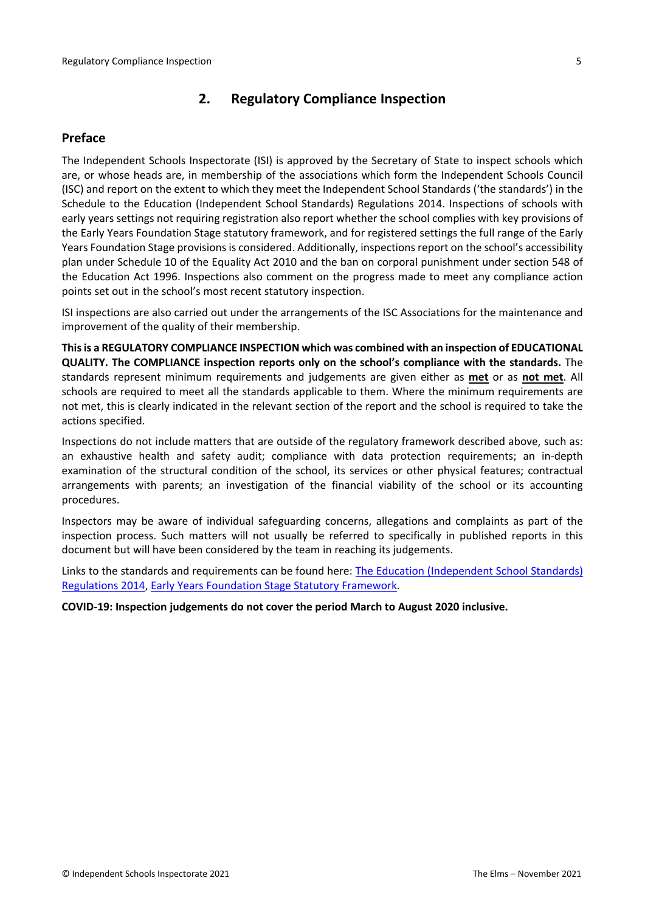## 2. Regulatory Compliance Inspection

### Preface

The Independent Schools Inspectorate (ISI) is approved by the Secretary of State to inspect schools which are, or whose heads are, in membership of the associations which form the Independent Schools Council (ISC) and report on the extent to which they meet the Independent School Standards ('the standards') in the Schedule to the Education (Independent School Standards) Regulations 2014. Inspections of schools with early years settings not requiring registration also report whether the school complies with key provisions of the Early Years Foundation Stage statutory framework, and for registered settings the full range of the Early Years Foundation Stage provisions is considered. Additionally, inspections report on the school's accessibility plan under Schedule 10 of the Equality Act 2010 and the ban on corporal punishment under section 548 of the Education Act 1996. Inspections also comment on the progress made to meet any compliance action points set out in the school's most recent statutory inspection.

ISI inspections are also carried out under the arrangements of the ISC Associations for the maintenance and improvement of the quality of their membership.

**This is a REGULATORY COMPLIANCE INSPECTION which was combined with an inspection of EDUCATIONAL QUALITY. The COMPLIANCE inspection reports only on the school's compliance with the standards.** The standards represent minimum requirements and judgements are given either as **met** or as **not met**. All schools are required to meet all the standards applicable to them. Where the minimum requirements are not met, this is clearly indicated in the relevant section of the report and the school is required to take the actions specified.

Inspections do not include matters that are outside of the regulatory framework described above, such as: an exhaustive health and safety audit; compliance with data protection requirements; an in-depth examination of the structural condition of the school, its services or other physical features; contractual arrangements with parents; an investigation of the financial viability of the school or its accounting procedures.

Inspectors may be aware of individual safeguarding concerns, allegations and complaints as part of the inspection process. Such matters will not usually be referred to specifically in published reports in this document but will have been considered by the team in reaching its judgements.

Links to the standards and requirements can be found here: The Education (Independent School Standards) Regulations 2014, Early Years Foundation Stage Statutory Framework.

**COVID-19: Inspection judgements do not cover the period March to August 2020 inclusive.**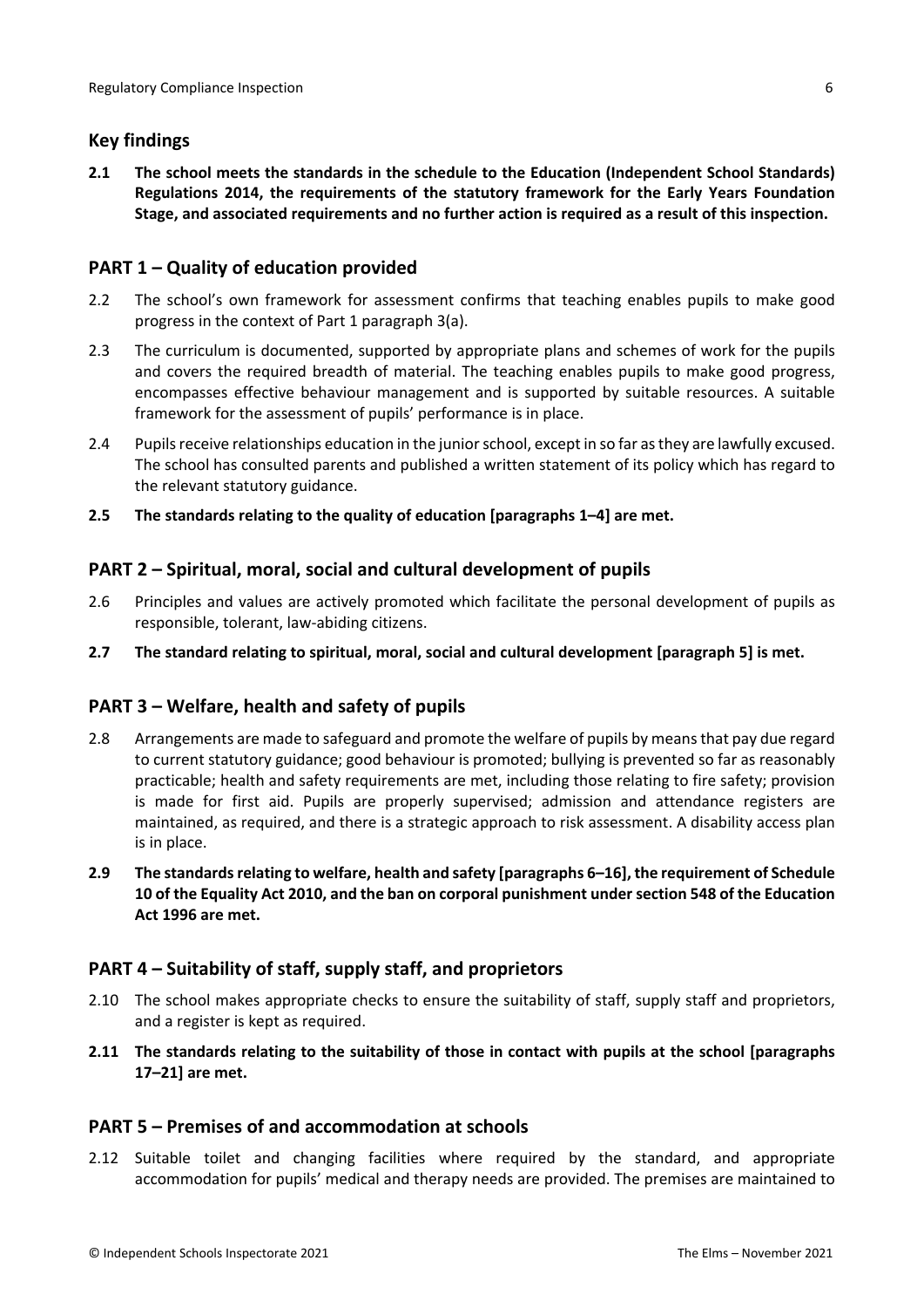## Key findings

**2.1 The school meets the standards in the schedule to the Education (Independent School Standards) Regulations 2014, the requirements of the statutory framework for the Early Years Foundation Stage, and associated requirements and no further action is required as a result of this inspection.**

## PART 1 – Quality of education provided

2.2 The school's own framework for assessment confirms that teaching enables pupils to make good progress in the context of Part 1 paragraph 3(a).

2.3 The curriculum is documented, supported by appropriate plans and schemes of work for the pupils and covers the required breadth of material. The teaching enables pupils to make good progress, encompasses effective behaviour management and is supported by suitable resources. A suitable framework for the assessment of pupils' performance is in place.

2.4 Pupils receive relationships education in the junior school, except in so far as they are lawfully excused. The school has consulted parents and published a written statement of its policy which has regard to the relevant statutory guidance.

**2.5 The standards relating to the quality of education [paragraphs 1–4] are met.**

## PART 2 – Spiritual, moral, social and cultural development of pupils

2.6 Principles and values are actively promoted which facilitate the personal development of pupils as responsible, tolerant, law-abiding citizens.

**2.7 The standard relating to spiritual, moral, social and cultural development [paragraph 5] is met.**

## PART 3 – Welfare, health and safety of pupils

2.8 Arrangements are made to safeguard and promote the welfare of pupils by means that pay due regard to current statutory guidance; good behaviour is promoted; bullying is prevented so far as reasonably practicable; health and safety requirements are met, including those relating to fire safety; provision is made for first aid. Pupils are properly supervised; admission and attendance registers are maintained, as required, and there is a strategic approach to risk assessment. A disability access plan is in place.

**2.9 The standards relating to welfare, health and safety [paragraphs 6–16], the requirement of Schedule 10 of the Equality Act 2010, and the ban on corporal punishment under section 548 of the Education Act 1996 are met.**

## PART 4 – Suitability of staff, supply staff, and proprietors

2.10 The school makes appropriate checks to ensure the suitability of staff, supply staff and proprietors, and a register is kept as required.

**2.11 The standards relating to the suitability of those in contact with pupils at the school [paragraphs 17–21] are met.**

## PART 5 – Premises of and accommodation at schools

2.12 Suitable toilet and changing facilities where required by the standard, and appropriate accommodation for pupils' medical and therapy needs are provided. The premises are maintained to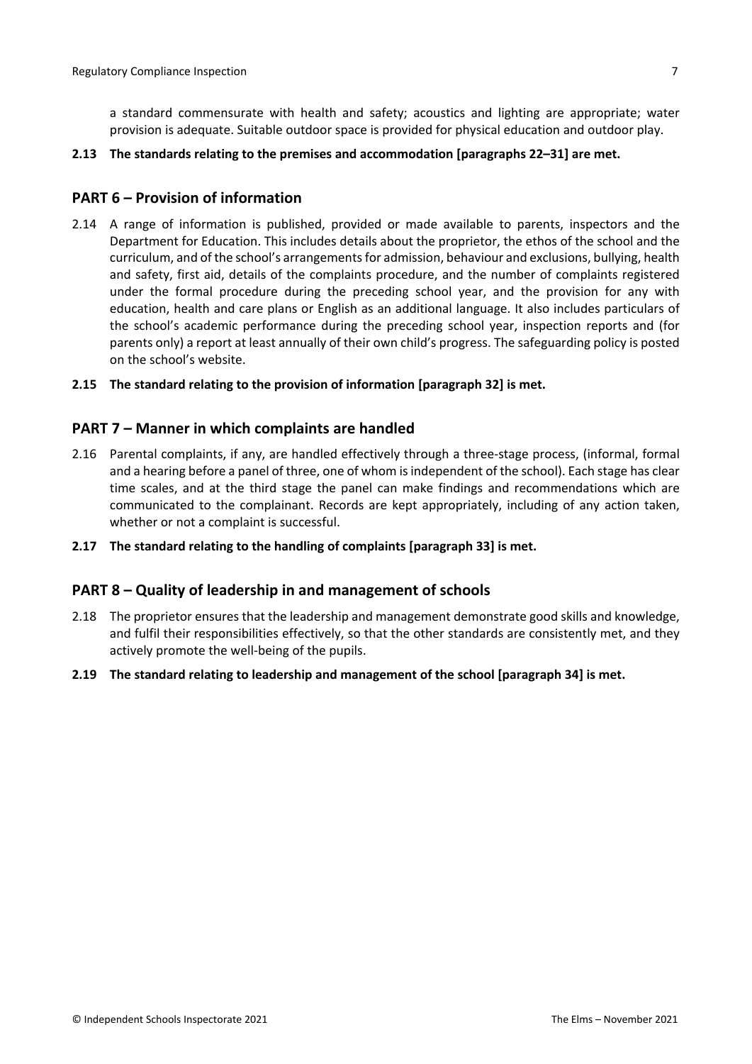a standard commensurate with health and safety; acoustics and lighting are appropriate; water provision is adequate. Suitable outdoor space is provided for physical education and outdoor play.

**2.13 The standards relating to the premises and accommodation [paragraphs 22–31] are met.**

## PART 6 – Provision of information

2.14 A range of information is published, provided or made available to parents, inspectors and the Department for Education. This includes details about the proprietor, the ethos of the school and the curriculum, and of the school's arrangements for admission, behaviour and exclusions, bullying, health and safety, first aid, details of the complaints procedure, and the number of complaints registered under the formal procedure during the preceding school year, and the provision for any with education, health and care plans or English as an additional language. It also includes particulars of the school's academic performance during the preceding school year, inspection reports and (for parents only) a report at least annually of their own child's progress. The safeguarding policy is posted on the school's website.

**2.15 The standard relating to the provision of information [paragraph 32] is met.**

## PART 7 – Manner in which complaints are handled

2.16 Parental complaints, if any, are handled effectively through a three-stage process, (informal, formal and a hearing before a panel of three, one of whom is independent of the school). Each stage has clear time scales, and at the third stage the panel can make findings and recommendations which are communicated to the complainant. Records are kept appropriately, including of any action taken, whether or not a complaint is successful.

**2.17 The standard relating to the handling of complaints [paragraph 33] is met.**

## PART 8 – Quality of leadership in and management of schools

2.18 The proprietor ensures that the leadership and management demonstrate good skills and knowledge, and fulfil their responsibilities effectively, so that the other standards are consistently met, and they actively promote the well-being of the pupils.

**2.19 The standard relating to leadership and management of the school [paragraph 34] is met.**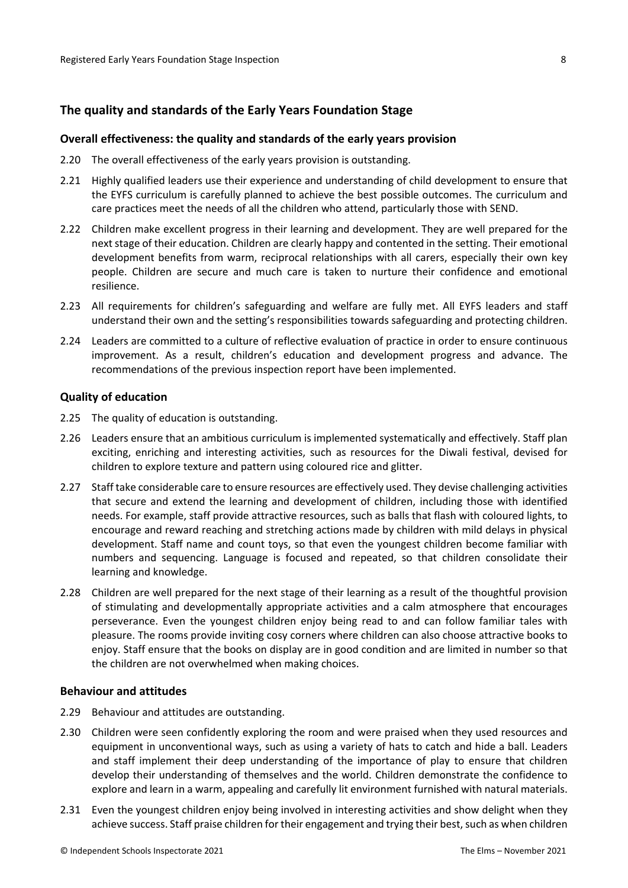## The quality and standards of the Early Years Foundation Stage

### Overall effectiveness: the quality and standards of the early years provision

2.20 The overall effectiveness of the early years provision is outstanding.

2.21 Highly qualified leaders use their experience and understanding of child development to ensure that the EYFS curriculum is carefully planned to achieve the best possible outcomes. The curriculum and care practices meet the needs of all the children who attend, particularly those with SEND.

2.22 Children make excellent progress in their learning and development. They are well prepared for the next stage of their education. Children are clearly happy and contented in the setting. Their emotional development benefits from warm, reciprocal relationships with all carers, especially their own key people. Children are secure and much care is taken to nurture their confidence and emotional resilience.

2.23 All requirements for children's safeguarding and welfare are fully met. All EYFS leaders and staff understand their own and the setting's responsibilities towards safeguarding and protecting children.

2.24 Leaders are committed to a culture of reflective evaluation of practice in order to ensure continuous improvement. As a result, children's education and development progress and advance. The recommendations of the previous inspection report have been implemented.

### Quality of education

2.25 The quality of education is outstanding.

2.26 Leaders ensure that an ambitious curriculum is implemented systematically and effectively. Staff plan exciting, enriching and interesting activities, such as resources for the Diwali festival, devised for children to explore texture and pattern using coloured rice and glitter.

2.27 Staff take considerable care to ensure resources are effectively used. They devise challenging activities that secure and extend the learning and development of children, including those with identified needs. For example, staff provide attractive resources, such as balls that flash with coloured lights, to encourage and reward reaching and stretching actions made by children with mild delays in physical development. Staff name and count toys, so that even the youngest children become familiar with numbers and sequencing. Language is focused and repeated, so that children consolidate their learning and knowledge.

2.28 Children are well prepared for the next stage of their learning as a result of the thoughtful provision of stimulating and developmentally appropriate activities and a calm atmosphere that encourages perseverance. Even the youngest children enjoy being read to and can follow familiar tales with pleasure. The rooms provide inviting cosy corners where children can also choose attractive books to enjoy. Staff ensure that the books on display are in good condition and are limited in number so that the children are not overwhelmed when making choices.

### Behaviour and attitudes

2.29 Behaviour and attitudes are outstanding.

2.30 Children were seen confidently exploring the room and were praised when they used resources and equipment in unconventional ways, such as using a variety of hats to catch and hide a ball. Leaders and staff implement their deep understanding of the importance of play to ensure that children develop their understanding of themselves and the world. Children demonstrate the confidence to explore and learn in a warm, appealing and carefully lit environment furnished with natural materials.

2.31 Even the youngest children enjoy being involved in interesting activities and show delight when they achieve success. Staff praise children for their engagement and trying their best, such as when children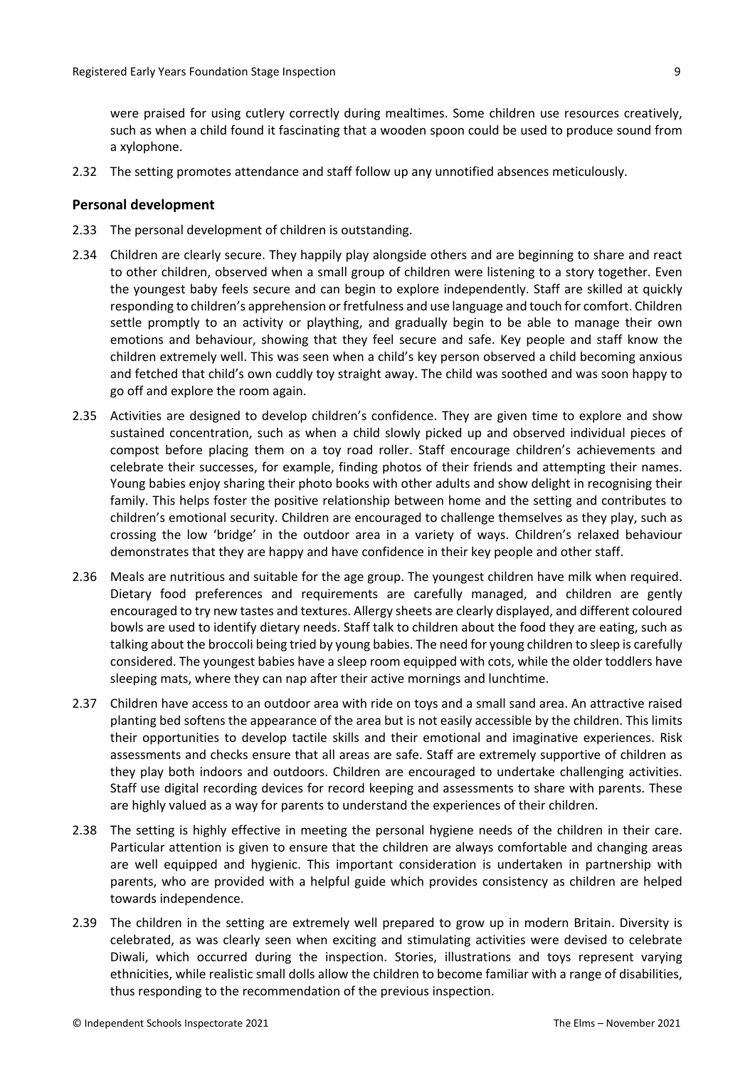were praised for using cutlery correctly during mealtimes. Some children use resources creatively, such as when a child found it fascinating that a wooden spoon could be used to produce sound from a xylophone.

2.32 The setting promotes attendance and staff follow up any unnotified absences meticulously.

### Personal development

2.33 The personal development of children is outstanding.

2.34 Children are clearly secure. They happily play alongside others and are beginning to share and react to other children, observed when a small group of children were listening to a story together. Even the youngest baby feels secure and can begin to explore independently. Staff are skilled at quickly responding to children's apprehension or fretfulness and use language and touch for comfort. Children settle promptly to an activity or plaything, and gradually begin to be able to manage their own emotions and behaviour, showing that they feel secure and safe. Key people and staff know the children extremely well. This was seen when a child's key person observed a child becoming anxious and fetched that child's own cuddly toy straight away. The child was soothed and was soon happy to go off and explore the room again.

2.35 Activities are designed to develop children's confidence. They are given time to explore and show sustained concentration, such as when a child slowly picked up and observed individual pieces of compost before placing them on a toy road roller. Staff encourage children's achievements and celebrate their successes, for example, finding photos of their friends and attempting their names. Young babies enjoy sharing their photo books with other adults and show delight in recognising their family. This helps foster the positive relationship between home and the setting and contributes to children's emotional security. Children are encouraged to challenge themselves as they play, such as crossing the low 'bridge' in the outdoor area in a variety of ways. Children's relaxed behaviour demonstrates that they are happy and have confidence in their key people and other staff.

2.36 Meals are nutritious and suitable for the age group. The youngest children have milk when required. Dietary food preferences and requirements are carefully managed, and children are gently encouraged to try new tastes and textures. Allergy sheets are clearly displayed, and different coloured bowls are used to identify dietary needs. Staff talk to children about the food they are eating, such as talking about the broccoli being tried by young babies. The need for young children to sleep is carefully considered. The youngest babies have a sleep room equipped with cots, while the older toddlers have sleeping mats, where they can nap after their active mornings and lunchtime.

2.37 Children have access to an outdoor area with ride on toys and a small sand area. An attractive raised planting bed softens the appearance of the area but is not easily accessible by the children. This limits their opportunities to develop tactile skills and their emotional and imaginative experiences. Risk assessments and checks ensure that all areas are safe. Staff are extremely supportive of children as they play both indoors and outdoors. Children are encouraged to undertake challenging activities. Staff use digital recording devices for record keeping and assessments to share with parents. These are highly valued as a way for parents to understand the experiences of their children.

2.38 The setting is highly effective in meeting the personal hygiene needs of the children in their care. Particular attention is given to ensure that the children are always comfortable and changing areas are well equipped and hygienic. This important consideration is undertaken in partnership with parents, who are provided with a helpful guide which provides consistency as children are helped towards independence.

2.39 The children in the setting are extremely well prepared to grow up in modern Britain. Diversity is celebrated, as was clearly seen when exciting and stimulating activities were devised to celebrate Diwali, which occurred during the inspection. Stories, illustrations and toys represent varying ethnicities, while realistic small dolls allow the children to become familiar with a range of disabilities, thus responding to the recommendation of the previous inspection.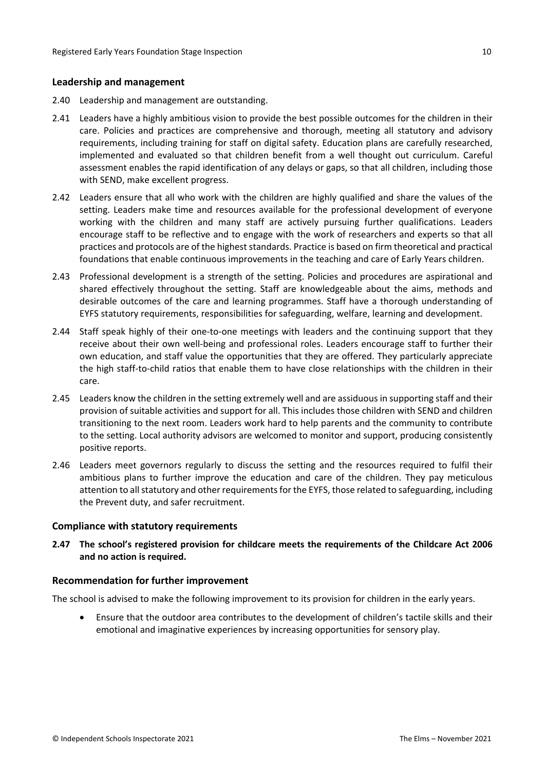## Leadership and management

2.40 Leadership and management are outstanding.

2.41 Leaders have a highly ambitious vision to provide the best possible outcomes for the children in their care. Policies and practices are comprehensive and thorough, meeting all statutory and advisory requirements, including training for staff on digital safety. Education plans are carefully researched, implemented and evaluated so that children benefit from a well thought out curriculum. Careful assessment enables the rapid identification of any delays or gaps, so that all children, including those with SEND, make excellent progress.

2.42 Leaders ensure that all who work with the children are highly qualified and share the values of the setting. Leaders make time and resources available for the professional development of everyone working with the children and many staff are actively pursuing further qualifications. Leaders encourage staff to be reflective and to engage with the work of researchers and experts so that all practices and protocols are of the highest standards. Practice is based on firm theoretical and practical foundations that enable continuous improvements in the teaching and care of Early Years children.

2.43 Professional development is a strength of the setting. Policies and procedures are aspirational and shared effectively throughout the setting. Staff are knowledgeable about the aims, methods and desirable outcomes of the care and learning programmes. Staff have a thorough understanding of EYFS statutory requirements, responsibilities for safeguarding, welfare, learning and development.

2.44 Staff speak highly of their one-to-one meetings with leaders and the continuing support that they receive about their own well-being and professional roles. Leaders encourage staff to further their own education, and staff value the opportunities that they are offered. They particularly appreciate the high staff-to-child ratios that enable them to have close relationships with the children in their care.

2.45 Leaders know the children in the setting extremely well and are assiduous in supporting staff and their provision of suitable activities and support for all. This includes those children with SEND and children transitioning to the next room. Leaders work hard to help parents and the community to contribute to the setting. Local authority advisors are welcomed to monitor and support, producing consistently positive reports.

2.46 Leaders meet governors regularly to discuss the setting and the resources required to fulfil their ambitious plans to further improve the education and care of the children. They pay meticulous attention to all statutory and other requirements for the EYFS, those related to safeguarding, including the Prevent duty, and safer recruitment.

## Compliance with statutory requirements

**2.47 The school's registered provision for childcare meets the requirements of the Childcare Act 2006 and no action is required.**

## Recommendation for further improvement

The school is advised to make the following improvement to its provision for children in the early years.

- Ensure that the outdoor area contributes to the development of children's tactile skills and their emotional and imaginative experiences by increasing opportunities for sensory play.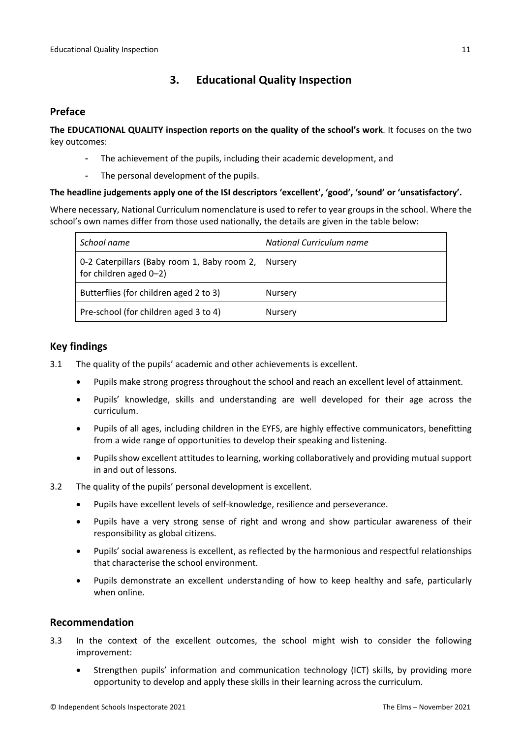## 3. Educational Quality Inspection

### Preface

**The EDUCATIONAL QUALITY inspection reports on the quality of the school's work**. It focuses on the two key outcomes:

- The achievement of the pupils, including their academic development, and
- The personal development of the pupils.

**The headline judgements apply one of the ISI descriptors 'excellent', 'good', 'sound' or 'unsatisfactory'.**

Where necessary, National Curriculum nomenclature is used to refer to year groups in the school. Where the school's own names differ from those used nationally, the details are given in the table below:

| *School name* | *National Curriculum name* |
|---|---|
| 0-2 Caterpillars (Baby room 1, Baby room 2, for children aged 0–2) | Nursery |
| Butterflies (for children aged 2 to 3) | Nursery |
| Pre-school (for children aged 3 to 4) | Nursery |

### Key findings

3.1 The quality of the pupils' academic and other achievements is excellent.

- Pupils make strong progress throughout the school and reach an excellent level of attainment.
- Pupils' knowledge, skills and understanding are well developed for their age across the curriculum.
- Pupils of all ages, including children in the EYFS, are highly effective communicators, benefitting from a wide range of opportunities to develop their speaking and listening.
- Pupils show excellent attitudes to learning, working collaboratively and providing mutual support in and out of lessons.

3.2 The quality of the pupils' personal development is excellent.

- Pupils have excellent levels of self-knowledge, resilience and perseverance.
- Pupils have a very strong sense of right and wrong and show particular awareness of their responsibility as global citizens.
- Pupils' social awareness is excellent, as reflected by the harmonious and respectful relationships that characterise the school environment.
- Pupils demonstrate an excellent understanding of how to keep healthy and safe, particularly when online.

### Recommendation

3.3 In the context of the excellent outcomes, the school might wish to consider the following improvement:

- Strengthen pupils' information and communication technology (ICT) skills, by providing more opportunity to develop and apply these skills in their learning across the curriculum.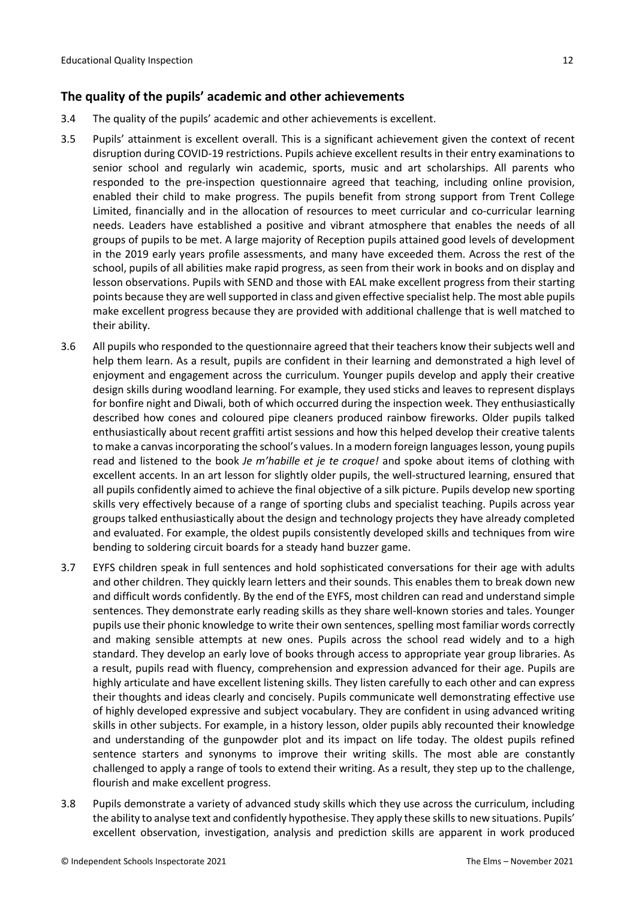## The quality of the pupils' academic and other achievements

3.4 The quality of the pupils' academic and other achievements is excellent.

3.5 Pupils' attainment is excellent overall. This is a significant achievement given the context of recent disruption during COVID-19 restrictions. Pupils achieve excellent results in their entry examinations to senior school and regularly win academic, sports, music and art scholarships. All parents who responded to the pre-inspection questionnaire agreed that teaching, including online provision, enabled their child to make progress. The pupils benefit from strong support from Trent College Limited, financially and in the allocation of resources to meet curricular and co-curricular learning needs. Leaders have established a positive and vibrant atmosphere that enables the needs of all groups of pupils to be met. A large majority of Reception pupils attained good levels of development in the 2019 early years profile assessments, and many have exceeded them. Across the rest of the school, pupils of all abilities make rapid progress, as seen from their work in books and on display and lesson observations. Pupils with SEND and those with EAL make excellent progress from their starting points because they are well supported in class and given effective specialist help. The most able pupils make excellent progress because they are provided with additional challenge that is well matched to their ability.

3.6 All pupils who responded to the questionnaire agreed that their teachers know their subjects well and help them learn. As a result, pupils are confident in their learning and demonstrated a high level of enjoyment and engagement across the curriculum. Younger pupils develop and apply their creative design skills during woodland learning. For example, they used sticks and leaves to represent displays for bonfire night and Diwali, both of which occurred during the inspection week. They enthusiastically described how cones and coloured pipe cleaners produced rainbow fireworks. Older pupils talked enthusiastically about recent graffiti artist sessions and how this helped develop their creative talents to make a canvas incorporating the school's values. In a modern foreign languages lesson, young pupils read and listened to the book *Je m'habille et je te croque!* and spoke about items of clothing with excellent accents. In an art lesson for slightly older pupils, the well-structured learning, ensured that all pupils confidently aimed to achieve the final objective of a silk picture. Pupils develop new sporting skills very effectively because of a range of sporting clubs and specialist teaching. Pupils across year groups talked enthusiastically about the design and technology projects they have already completed and evaluated. For example, the oldest pupils consistently developed skills and techniques from wire bending to soldering circuit boards for a steady hand buzzer game.

3.7 EYFS children speak in full sentences and hold sophisticated conversations for their age with adults and other children. They quickly learn letters and their sounds. This enables them to break down new and difficult words confidently. By the end of the EYFS, most children can read and understand simple sentences. They demonstrate early reading skills as they share well-known stories and tales. Younger pupils use their phonic knowledge to write their own sentences, spelling most familiar words correctly and making sensible attempts at new ones. Pupils across the school read widely and to a high standard. They develop an early love of books through access to appropriate year group libraries. As a result, pupils read with fluency, comprehension and expression advanced for their age. Pupils are highly articulate and have excellent listening skills. They listen carefully to each other and can express their thoughts and ideas clearly and concisely. Pupils communicate well demonstrating effective use of highly developed expressive and subject vocabulary. They are confident in using advanced writing skills in other subjects. For example, in a history lesson, older pupils ably recounted their knowledge and understanding of the gunpowder plot and its impact on life today. The oldest pupils refined sentence starters and synonyms to improve their writing skills. The most able are constantly challenged to apply a range of tools to extend their writing. As a result, they step up to the challenge, flourish and make excellent progress.

3.8 Pupils demonstrate a variety of advanced study skills which they use across the curriculum, including the ability to analyse text and confidently hypothesise. They apply these skills to new situations. Pupils' excellent observation, investigation, analysis and prediction skills are apparent in work produced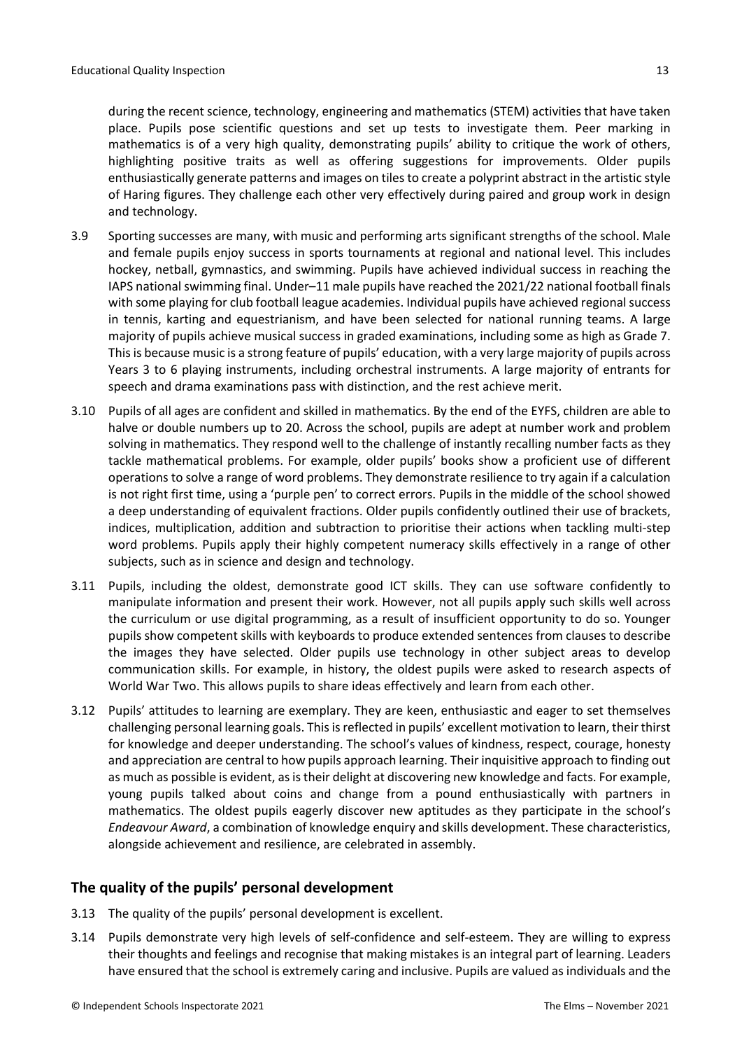during the recent science, technology, engineering and mathematics (STEM) activities that have taken place. Pupils pose scientific questions and set up tests to investigate them. Peer marking in mathematics is of a very high quality, demonstrating pupils' ability to critique the work of others, highlighting positive traits as well as offering suggestions for improvements. Older pupils enthusiastically generate patterns and images on tiles to create a polyprint abstract in the artistic style of Haring figures. They challenge each other very effectively during paired and group work in design and technology.

3.9 Sporting successes are many, with music and performing arts significant strengths of the school. Male and female pupils enjoy success in sports tournaments at regional and national level. This includes hockey, netball, gymnastics, and swimming. Pupils have achieved individual success in reaching the IAPS national swimming final. Under–11 male pupils have reached the 2021/22 national football finals with some playing for club football league academies. Individual pupils have achieved regional success in tennis, karting and equestrianism, and have been selected for national running teams. A large majority of pupils achieve musical success in graded examinations, including some as high as Grade 7. This is because music is a strong feature of pupils' education, with a very large majority of pupils across Years 3 to 6 playing instruments, including orchestral instruments. A large majority of entrants for speech and drama examinations pass with distinction, and the rest achieve merit.

3.10 Pupils of all ages are confident and skilled in mathematics. By the end of the EYFS, children are able to halve or double numbers up to 20. Across the school, pupils are adept at number work and problem solving in mathematics. They respond well to the challenge of instantly recalling number facts as they tackle mathematical problems. For example, older pupils' books show a proficient use of different operations to solve a range of word problems. They demonstrate resilience to try again if a calculation is not right first time, using a 'purple pen' to correct errors. Pupils in the middle of the school showed a deep understanding of equivalent fractions. Older pupils confidently outlined their use of brackets, indices, multiplication, addition and subtraction to prioritise their actions when tackling multi-step word problems. Pupils apply their highly competent numeracy skills effectively in a range of other subjects, such as in science and design and technology.

3.11 Pupils, including the oldest, demonstrate good ICT skills. They can use software confidently to manipulate information and present their work. However, not all pupils apply such skills well across the curriculum or use digital programming, as a result of insufficient opportunity to do so. Younger pupils show competent skills with keyboards to produce extended sentences from clauses to describe the images they have selected. Older pupils use technology in other subject areas to develop communication skills. For example, in history, the oldest pupils were asked to research aspects of World War Two. This allows pupils to share ideas effectively and learn from each other.

3.12 Pupils' attitudes to learning are exemplary. They are keen, enthusiastic and eager to set themselves challenging personal learning goals. This is reflected in pupils' excellent motivation to learn, their thirst for knowledge and deeper understanding. The school's values of kindness, respect, courage, honesty and appreciation are central to how pupils approach learning. Their inquisitive approach to finding out as much as possible is evident, as is their delight at discovering new knowledge and facts. For example, young pupils talked about coins and change from a pound enthusiastically with partners in mathematics. The oldest pupils eagerly discover new aptitudes as they participate in the school's *Endeavour Award*, a combination of knowledge enquiry and skills development. These characteristics, alongside achievement and resilience, are celebrated in assembly.

## The quality of the pupils' personal development

3.13 The quality of the pupils' personal development is excellent.

3.14 Pupils demonstrate very high levels of self-confidence and self-esteem. They are willing to express their thoughts and feelings and recognise that making mistakes is an integral part of learning. Leaders have ensured that the school is extremely caring and inclusive. Pupils are valued as individuals and the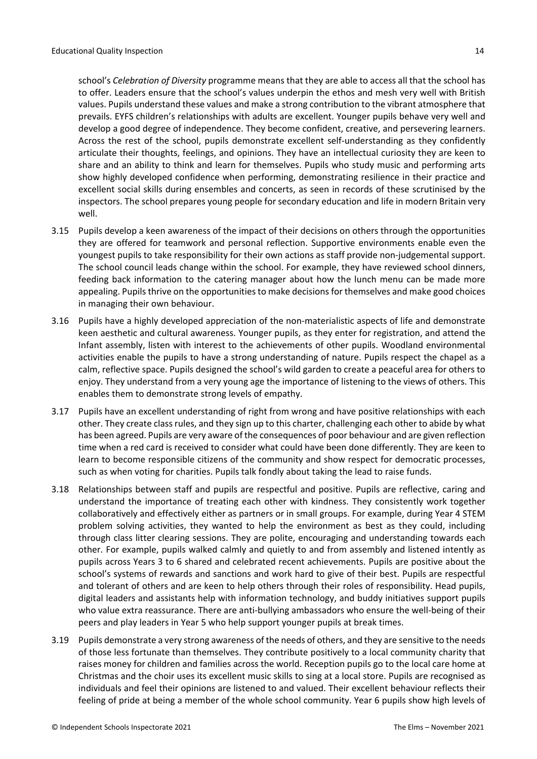school's *Celebration of Diversity* programme means that they are able to access all that the school has to offer. Leaders ensure that the school's values underpin the ethos and mesh very well with British values. Pupils understand these values and make a strong contribution to the vibrant atmosphere that prevails. EYFS children's relationships with adults are excellent. Younger pupils behave very well and develop a good degree of independence. They become confident, creative, and persevering learners. Across the rest of the school, pupils demonstrate excellent self-understanding as they confidently articulate their thoughts, feelings, and opinions. They have an intellectual curiosity they are keen to share and an ability to think and learn for themselves. Pupils who study music and performing arts show highly developed confidence when performing, demonstrating resilience in their practice and excellent social skills during ensembles and concerts, as seen in records of these scrutinised by the inspectors. The school prepares young people for secondary education and life in modern Britain very well.

3.15 Pupils develop a keen awareness of the impact of their decisions on others through the opportunities they are offered for teamwork and personal reflection. Supportive environments enable even the youngest pupils to take responsibility for their own actions as staff provide non-judgemental support. The school council leads change within the school. For example, they have reviewed school dinners, feeding back information to the catering manager about how the lunch menu can be made more appealing. Pupils thrive on the opportunities to make decisions for themselves and make good choices in managing their own behaviour.

3.16 Pupils have a highly developed appreciation of the non-materialistic aspects of life and demonstrate keen aesthetic and cultural awareness. Younger pupils, as they enter for registration, and attend the Infant assembly, listen with interest to the achievements of other pupils. Woodland environmental activities enable the pupils to have a strong understanding of nature. Pupils respect the chapel as a calm, reflective space. Pupils designed the school's wild garden to create a peaceful area for others to enjoy. They understand from a very young age the importance of listening to the views of others. This enables them to demonstrate strong levels of empathy.

3.17 Pupils have an excellent understanding of right from wrong and have positive relationships with each other. They create class rules, and they sign up to this charter, challenging each other to abide by what has been agreed. Pupils are very aware of the consequences of poor behaviour and are given reflection time when a red card is received to consider what could have been done differently. They are keen to learn to become responsible citizens of the community and show respect for democratic processes, such as when voting for charities. Pupils talk fondly about taking the lead to raise funds.

3.18 Relationships between staff and pupils are respectful and positive. Pupils are reflective, caring and understand the importance of treating each other with kindness. They consistently work together collaboratively and effectively either as partners or in small groups. For example, during Year 4 STEM problem solving activities, they wanted to help the environment as best as they could, including through class litter clearing sessions. They are polite, encouraging and understanding towards each other. For example, pupils walked calmly and quietly to and from assembly and listened intently as pupils across Years 3 to 6 shared and celebrated recent achievements. Pupils are positive about the school's systems of rewards and sanctions and work hard to give of their best. Pupils are respectful and tolerant of others and are keen to help others through their roles of responsibility. Head pupils, digital leaders and assistants help with information technology, and buddy initiatives support pupils who value extra reassurance. There are anti-bullying ambassadors who ensure the well-being of their peers and play leaders in Year 5 who help support younger pupils at break times.

3.19 Pupils demonstrate a very strong awareness of the needs of others, and they are sensitive to the needs of those less fortunate than themselves. They contribute positively to a local community charity that raises money for children and families across the world. Reception pupils go to the local care home at Christmas and the choir uses its excellent music skills to sing at a local store. Pupils are recognised as individuals and feel their opinions are listened to and valued. Their excellent behaviour reflects their feeling of pride at being a member of the whole school community. Year 6 pupils show high levels of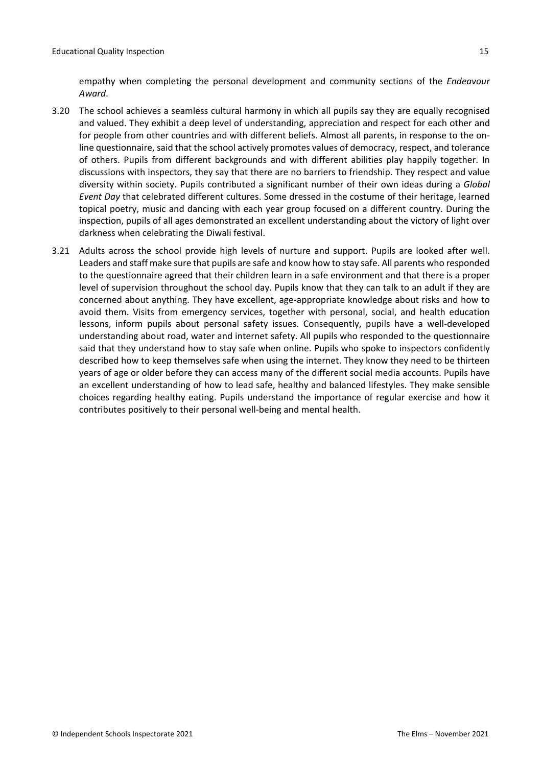empathy when completing the personal development and community sections of the *Endeavour Award*.

3.20 The school achieves a seamless cultural harmony in which all pupils say they are equally recognised and valued. They exhibit a deep level of understanding, appreciation and respect for each other and for people from other countries and with different beliefs. Almost all parents, in response to the on-line questionnaire, said that the school actively promotes values of democracy, respect, and tolerance of others. Pupils from different backgrounds and with different abilities play happily together. In discussions with inspectors, they say that there are no barriers to friendship. They respect and value diversity within society. Pupils contributed a significant number of their own ideas during a *Global Event Day* that celebrated different cultures. Some dressed in the costume of their heritage, learned topical poetry, music and dancing with each year group focused on a different country. During the inspection, pupils of all ages demonstrated an excellent understanding about the victory of light over darkness when celebrating the Diwali festival.

3.21 Adults across the school provide high levels of nurture and support. Pupils are looked after well. Leaders and staff make sure that pupils are safe and know how to stay safe. All parents who responded to the questionnaire agreed that their children learn in a safe environment and that there is a proper level of supervision throughout the school day. Pupils know that they can talk to an adult if they are concerned about anything. They have excellent, age-appropriate knowledge about risks and how to avoid them. Visits from emergency services, together with personal, social, and health education lessons, inform pupils about personal safety issues. Consequently, pupils have a well-developed understanding about road, water and internet safety. All pupils who responded to the questionnaire said that they understand how to stay safe when online. Pupils who spoke to inspectors confidently described how to keep themselves safe when using the internet. They know they need to be thirteen years of age or older before they can access many of the different social media accounts. Pupils have an excellent understanding of how to lead safe, healthy and balanced lifestyles. They make sensible choices regarding healthy eating. Pupils understand the importance of regular exercise and how it contributes positively to their personal well-being and mental health.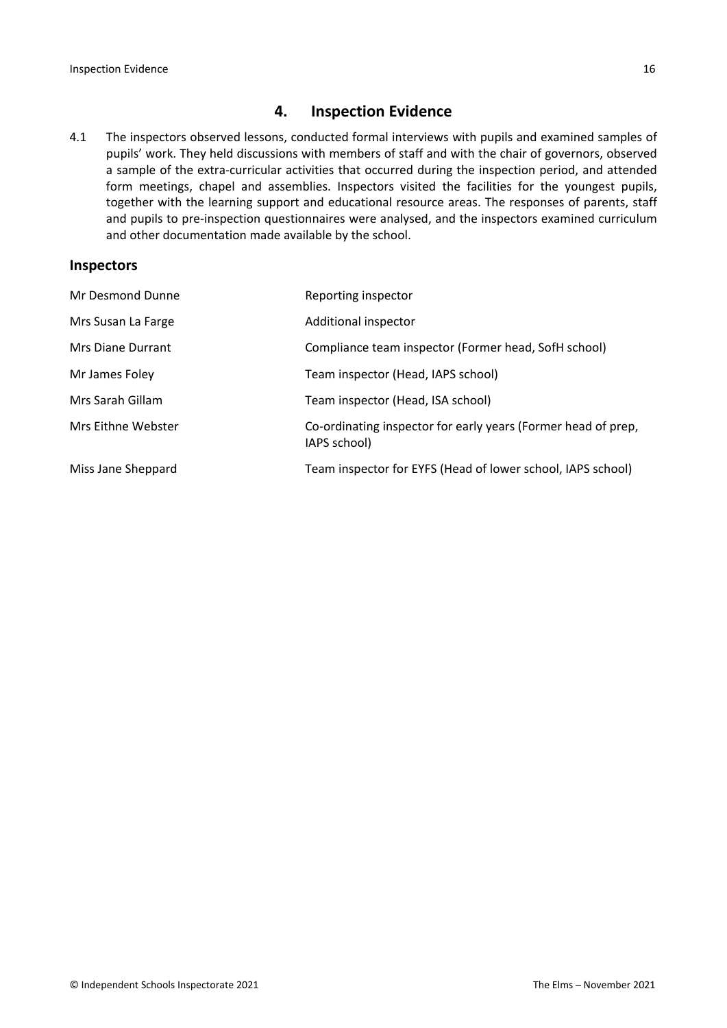## 4. Inspection Evidence

4.1 The inspectors observed lessons, conducted formal interviews with pupils and examined samples of pupils' work. They held discussions with members of staff and with the chair of governors, observed a sample of the extra-curricular activities that occurred during the inspection period, and attended form meetings, chapel and assemblies. Inspectors visited the facilities for the youngest pupils, together with the learning support and educational resource areas. The responses of parents, staff and pupils to pre-inspection questionnaires were analysed, and the inspectors examined curriculum and other documentation made available by the school.

### Inspectors

| | |
|---|---|
| Mr Desmond Dunne | Reporting inspector |
| Mrs Susan La Farge | Additional inspector |
| Mrs Diane Durrant | Compliance team inspector (Former head, SofH school) |
| Mr James Foley | Team inspector (Head, IAPS school) |
| Mrs Sarah Gillam | Team inspector (Head, ISA school) |
| Mrs Eithne Webster | Co-ordinating inspector for early years (Former head of prep, IAPS school) |
| Miss Jane Sheppard | Team inspector for EYFS (Head of lower school, IAPS school) |